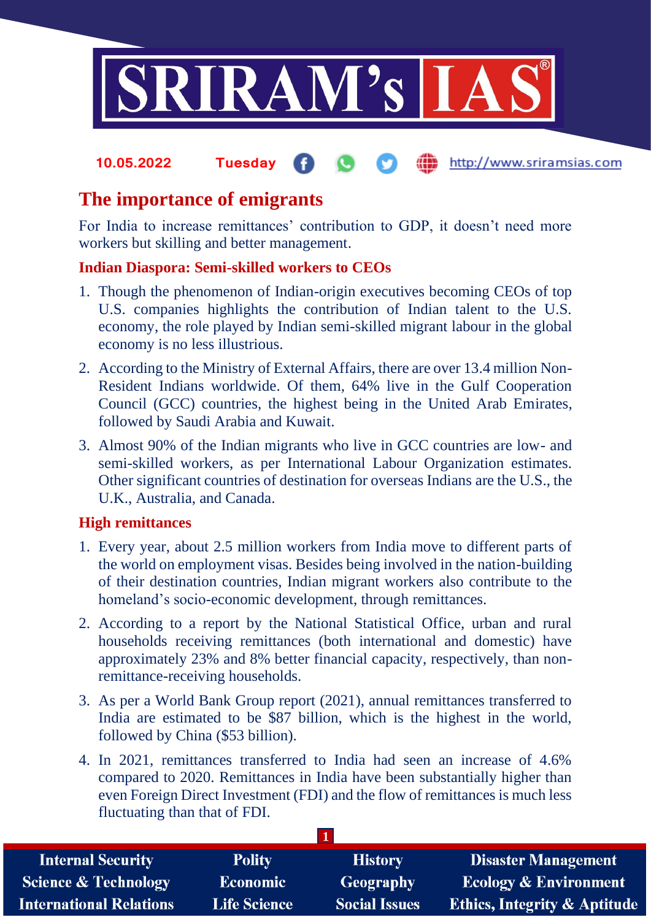# The importance of emigrants

For India to increase remittances' contribution to GDP, it doesn't need more workers but skilling and better management.

## Indian Diaspora: Semi-skilled workers to CEOs

1. Though the phenomenon of Indian-origin executives becoming CEOs of top U.S. companies highlights the contribution of Indian talent to the U.S. economy, the role played by Indian semi-skilled migrant labour in the global economy is no less illustrious.
2. According to the Ministry of External Affairs, there are over 13.4 million Non-Resident Indians worldwide. Of them, 64% live in the Gulf Cooperation Council (GCC) countries, the highest being in the United Arab Emirates, followed by Saudi Arabia and Kuwait.
3. Almost 90% of the Indian migrants who live in GCC countries are low- and semi-skilled workers, as per International Labour Organization estimates. Other significant countries of destination for overseas Indians are the U.S., the U.K., Australia, and Canada.

## High remittances

1. Every year, about 2.5 million workers from India move to different parts of the world on employment visas. Besides being involved in the nation-building of their destination countries, Indian migrant workers also contribute to the homeland's socio-economic development, through remittances.
2. According to a report by the National Statistical Office, urban and rural households receiving remittances (both international and domestic) have approximately 23% and 8% better financial capacity, respectively, than non-remittance-receiving households.
3. As per a World Bank Group report (2021), annual remittances transferred to India are estimated to be $87 billion, which is the highest in the world, followed by China ($53 billion).
4. In 2021, remittances transferred to India had seen an increase of 4.6% compared to 2020. Remittances in India have been substantially higher than even Foreign Direct Investment (FDI) and the flow of remittances is much less fluctuating than that of FDI.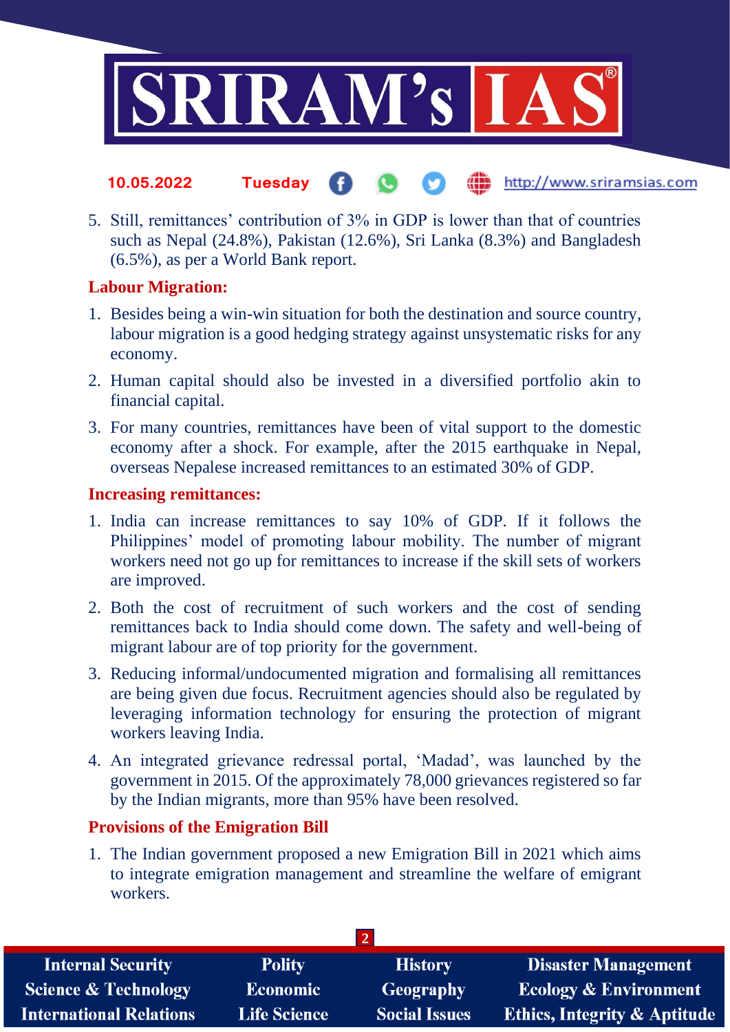5. Still, remittances' contribution of 3% in GDP is lower than that of countries such as Nepal (24.8%), Pakistan (12.6%), Sri Lanka (8.3%) and Bangladesh (6.5%), as per a World Bank report.

## Labour Migration:

1. Besides being a win-win situation for both the destination and source country, labour migration is a good hedging strategy against unsystematic risks for any economy.
2. Human capital should also be invested in a diversified portfolio akin to financial capital.
3. For many countries, remittances have been of vital support to the domestic economy after a shock. For example, after the 2015 earthquake in Nepal, overseas Nepalese increased remittances to an estimated 30% of GDP.

## Increasing remittances:

1. India can increase remittances to say 10% of GDP. If it follows the Philippines' model of promoting labour mobility. The number of migrant workers need not go up for remittances to increase if the skill sets of workers are improved.
2. Both the cost of recruitment of such workers and the cost of sending remittances back to India should come down. The safety and well-being of migrant labour are of top priority for the government.
3. Reducing informal/undocumented migration and formalising all remittances are being given due focus. Recruitment agencies should also be regulated by leveraging information technology for ensuring the protection of migrant workers leaving India.
4. An integrated grievance redressal portal, 'Madad', was launched by the government in 2015. Of the approximately 78,000 grievances registered so far by the Indian migrants, more than 95% have been resolved.

## Provisions of the Emigration Bill

1. The Indian government proposed a new Emigration Bill in 2021 which aims to integrate emigration management and streamline the welfare of emigrant workers.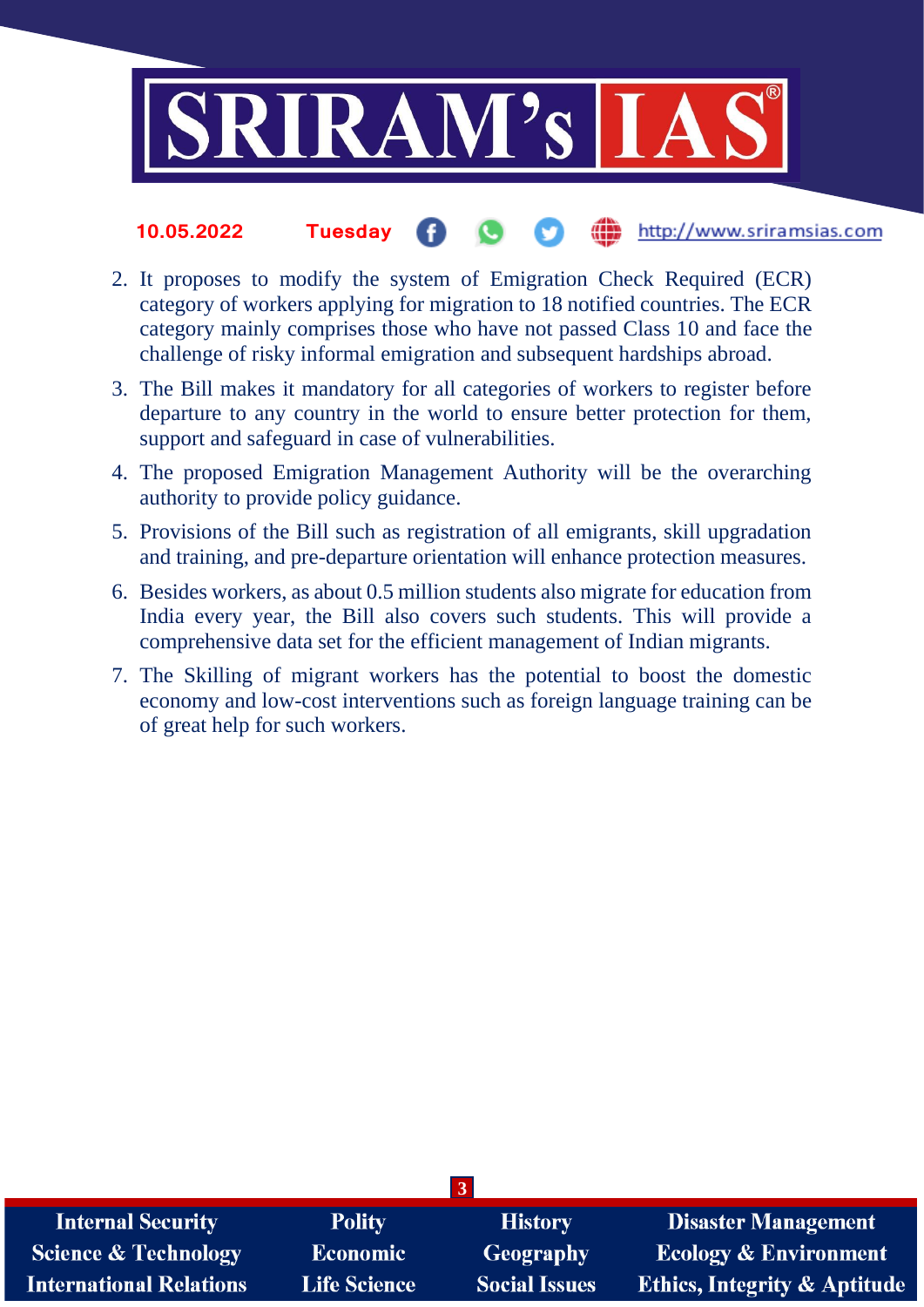2. It proposes to modify the system of Emigration Check Required (ECR) category of workers applying for migration to 18 notified countries. The ECR category mainly comprises those who have not passed Class 10 and face the challenge of risky informal emigration and subsequent hardships abroad.
3. The Bill makes it mandatory for all categories of workers to register before departure to any country in the world to ensure better protection for them, support and safeguard in case of vulnerabilities.
4. The proposed Emigration Management Authority will be the overarching authority to provide policy guidance.
5. Provisions of the Bill such as registration of all emigrants, skill upgradation and training, and pre-departure orientation will enhance protection measures.
6. Besides workers, as about 0.5 million students also migrate for education from India every year, the Bill also covers such students. This will provide a comprehensive data set for the efficient management of Indian migrants.
7. The Skilling of migrant workers has the potential to boost the domestic economy and low-cost interventions such as foreign language training can be of great help for such workers.